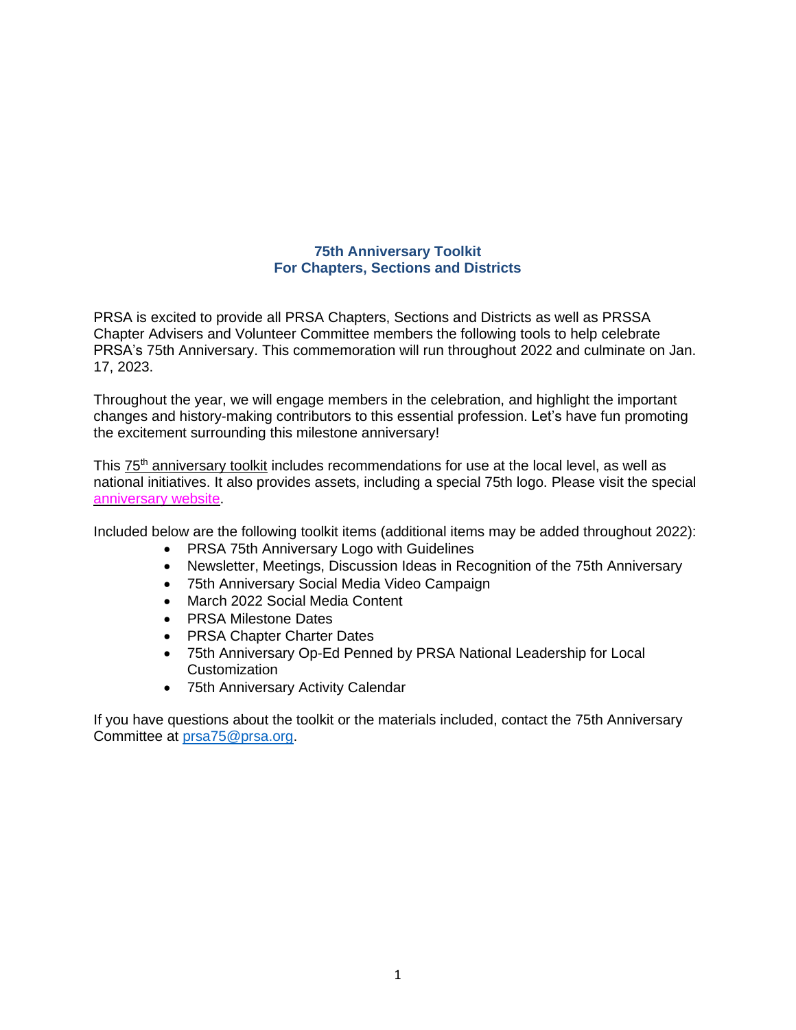# 75th Anniversary Toolkit
# For Chapters, Sections and Districts

PRSA is excited to provide all PRSA Chapters, Sections and Districts as well as PRSSA Chapter Advisers and Volunteer Committee members the following tools to help celebrate PRSA's 75th Anniversary. This commemoration will run throughout 2022 and culminate on Jan. 17, 2023.

Throughout the year, we will engage members in the celebration, and highlight the important changes and history-making contributors to this essential profession. Let's have fun promoting the excitement surrounding this milestone anniversary!

This 75th anniversary toolkit includes recommendations for use at the local level, as well as national initiatives. It also provides assets, including a special 75th logo. Please visit the special anniversary website.

Included below are the following toolkit items (additional items may be added throughout 2022):

- PRSA 75th Anniversary Logo with Guidelines
- Newsletter, Meetings, Discussion Ideas in Recognition of the 75th Anniversary
- 75th Anniversary Social Media Video Campaign
- March 2022 Social Media Content
- PRSA Milestone Dates
- PRSA Chapter Charter Dates
- 75th Anniversary Op-Ed Penned by PRSA National Leadership for Local Customization
- 75th Anniversary Activity Calendar

If you have questions about the toolkit or the materials included, contact the 75th Anniversary Committee at prsa75@prsa.org.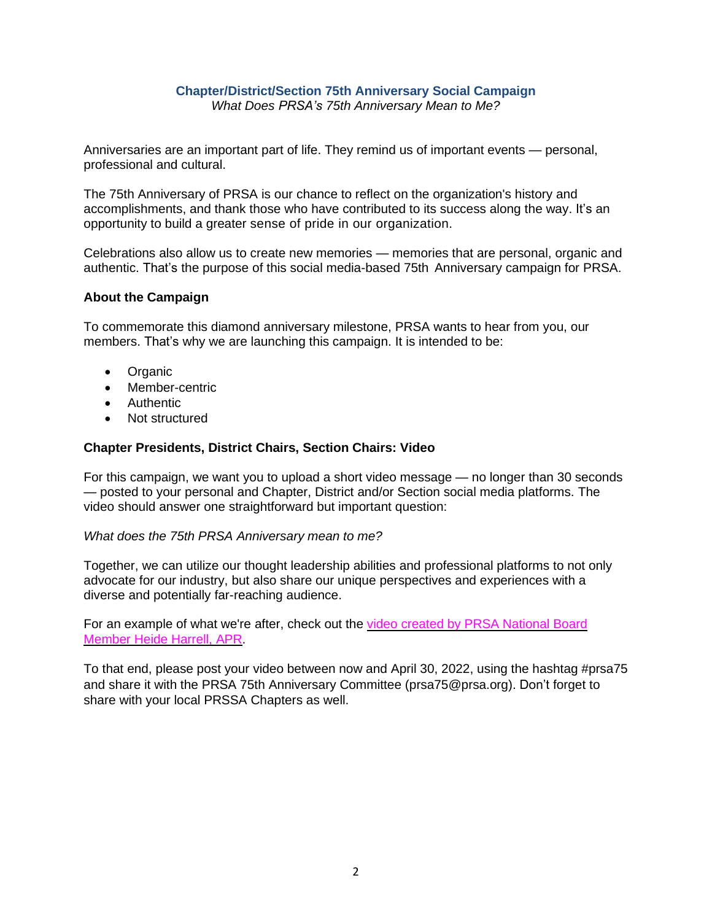## Chapter/District/Section 75th Anniversary Social Campaign

*What Does PRSA's 75th Anniversary Mean to Me?*

Anniversaries are an important part of life. They remind us of important events — personal, professional and cultural.

The 75th Anniversary of PRSA is our chance to reflect on the organization's history and accomplishments, and thank those who have contributed to its success along the way. It's an opportunity to build a greater sense of pride in our organization.

Celebrations also allow us to create new memories — memories that are personal, organic and authentic. That's the purpose of this social media-based 75th Anniversary campaign for PRSA.

**About the Campaign**

To commemorate this diamond anniversary milestone, PRSA wants to hear from you, our members. That's why we are launching this campaign. It is intended to be:

- Organic
- Member-centric
- Authentic
- Not structured

**Chapter Presidents, District Chairs, Section Chairs: Video**

For this campaign, we want you to upload a short video message — no longer than 30 seconds — posted to your personal and Chapter, District and/or Section social media platforms. The video should answer one straightforward but important question:

*What does the 75th PRSA Anniversary mean to me?*

Together, we can utilize our thought leadership abilities and professional platforms to not only advocate for our industry, but also share our unique perspectives and experiences with a diverse and potentially far-reaching audience.

For an example of what we're after, check out the video created by PRSA National Board Member Heide Harrell, APR.

To that end, please post your video between now and April 30, 2022, using the hashtag #prsa75 and share it with the PRSA 75th Anniversary Committee (prsa75@prsa.org). Don't forget to share with your local PRSSA Chapters as well.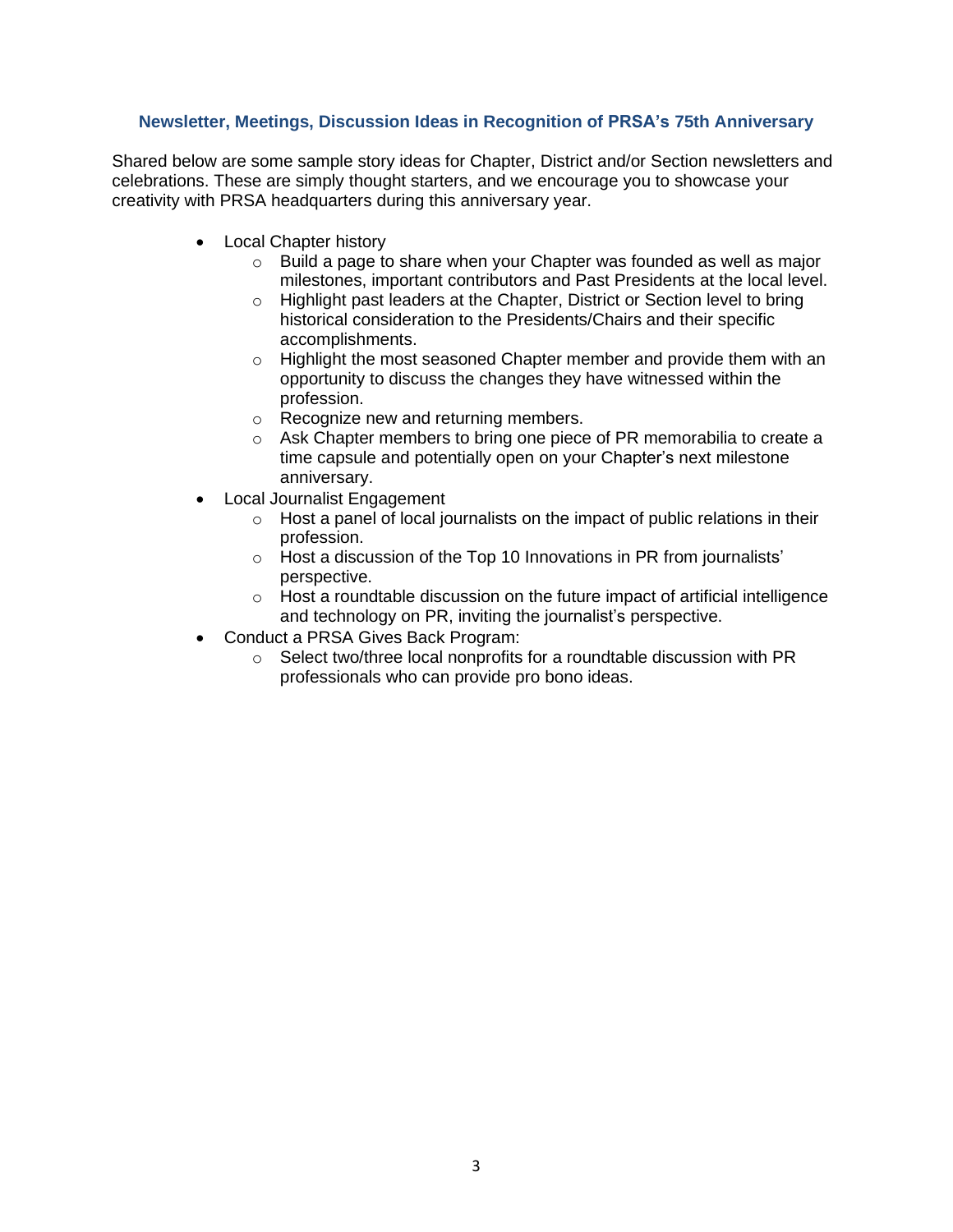### Newsletter, Meetings, Discussion Ideas in Recognition of PRSA's 75th Anniversary

Shared below are some sample story ideas for Chapter, District and/or Section newsletters and celebrations. These are simply thought starters, and we encourage you to showcase your creativity with PRSA headquarters during this anniversary year.

- Local Chapter history
  - Build a page to share when your Chapter was founded as well as major milestones, important contributors and Past Presidents at the local level.
  - Highlight past leaders at the Chapter, District or Section level to bring historical consideration to the Presidents/Chairs and their specific accomplishments.
  - Highlight the most seasoned Chapter member and provide them with an opportunity to discuss the changes they have witnessed within the profession.
  - Recognize new and returning members.
  - Ask Chapter members to bring one piece of PR memorabilia to create a time capsule and potentially open on your Chapter's next milestone anniversary.
- Local Journalist Engagement
  - Host a panel of local journalists on the impact of public relations in their profession.
  - Host a discussion of the Top 10 Innovations in PR from journalists' perspective.
  - Host a roundtable discussion on the future impact of artificial intelligence and technology on PR, inviting the journalist's perspective.
- Conduct a PRSA Gives Back Program:
  - Select two/three local nonprofits for a roundtable discussion with PR professionals who can provide pro bono ideas.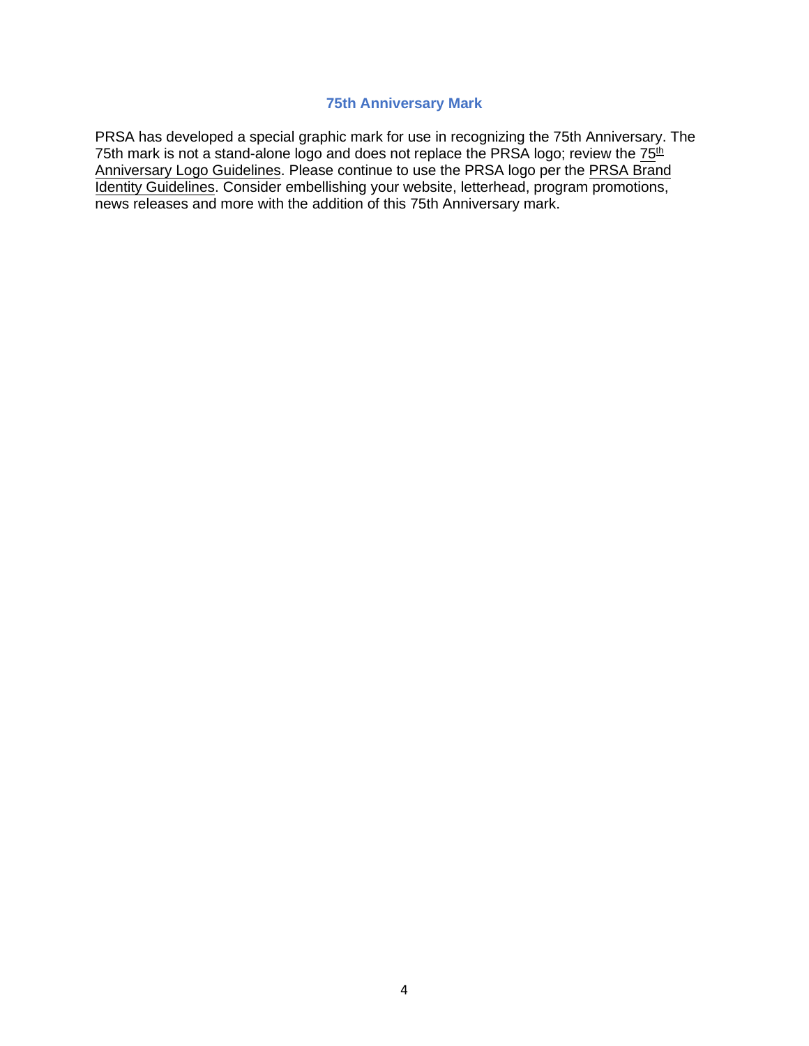### 75th Anniversary Mark

PRSA has developed a special graphic mark for use in recognizing the 75th Anniversary. The 75th mark is not a stand-alone logo and does not replace the PRSA logo; review the 75th Anniversary Logo Guidelines. Please continue to use the PRSA logo per the PRSA Brand Identity Guidelines. Consider embellishing your website, letterhead, program promotions, news releases and more with the addition of this 75th Anniversary mark.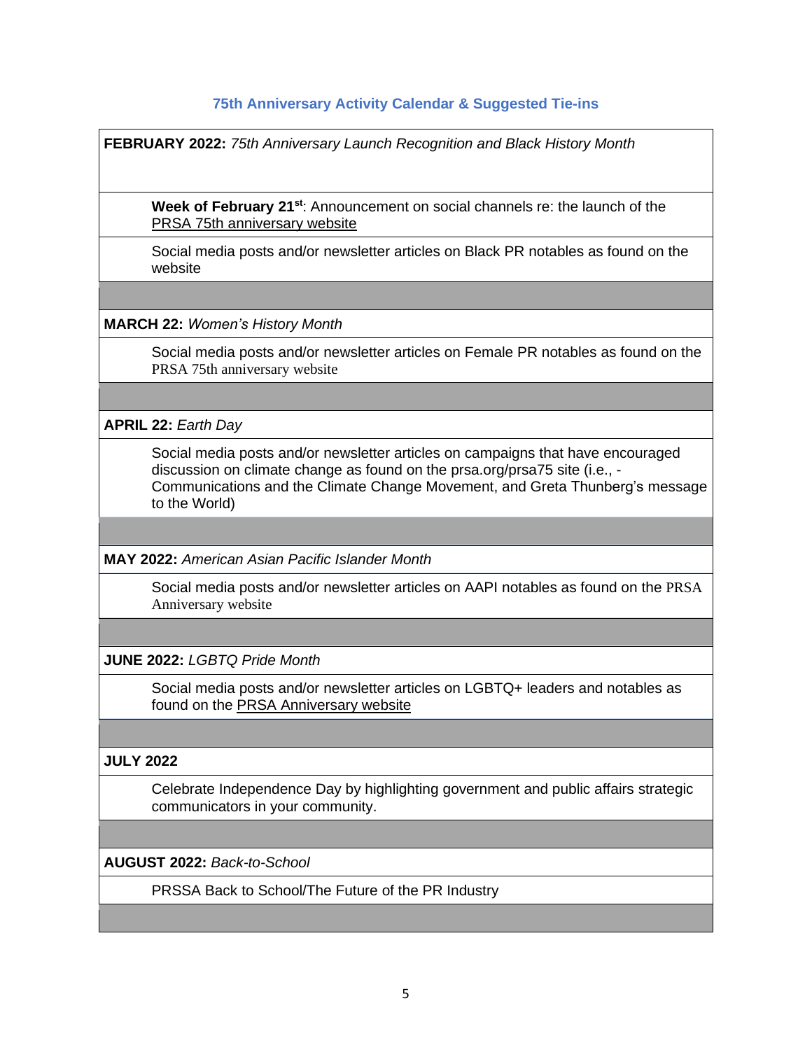## 75th Anniversary Activity Calendar & Suggested Tie-ins

**FEBRUARY 2022:** *75th Anniversary Launch Recognition and Black History Month*

- **Week of February 21st**: Announcement on social channels re: the launch of the PRSA 75th anniversary website
- Social media posts and/or newsletter articles on Black PR notables as found on the website

**MARCH 22:** *Women's History Month*

- Social media posts and/or newsletter articles on Female PR notables as found on the PRSA 75th anniversary website

**APRIL 22:** *Earth Day*

- Social media posts and/or newsletter articles on campaigns that have encouraged discussion on climate change as found on the prsa.org/prsa75 site (i.e., - Communications and the Climate Change Movement, and Greta Thunberg's message to the World)

**MAY 2022:** *American Asian Pacific Islander Month*

- Social media posts and/or newsletter articles on AAPI notables as found on the PRSA Anniversary website

**JUNE 2022:** *LGBTQ Pride Month*

- Social media posts and/or newsletter articles on LGBTQ+ leaders and notables as found on the PRSA Anniversary website

**JULY 2022**

- Celebrate Independence Day by highlighting government and public affairs strategic communicators in your community.

**AUGUST 2022:** *Back-to-School*

- PRSSA Back to School/The Future of the PR Industry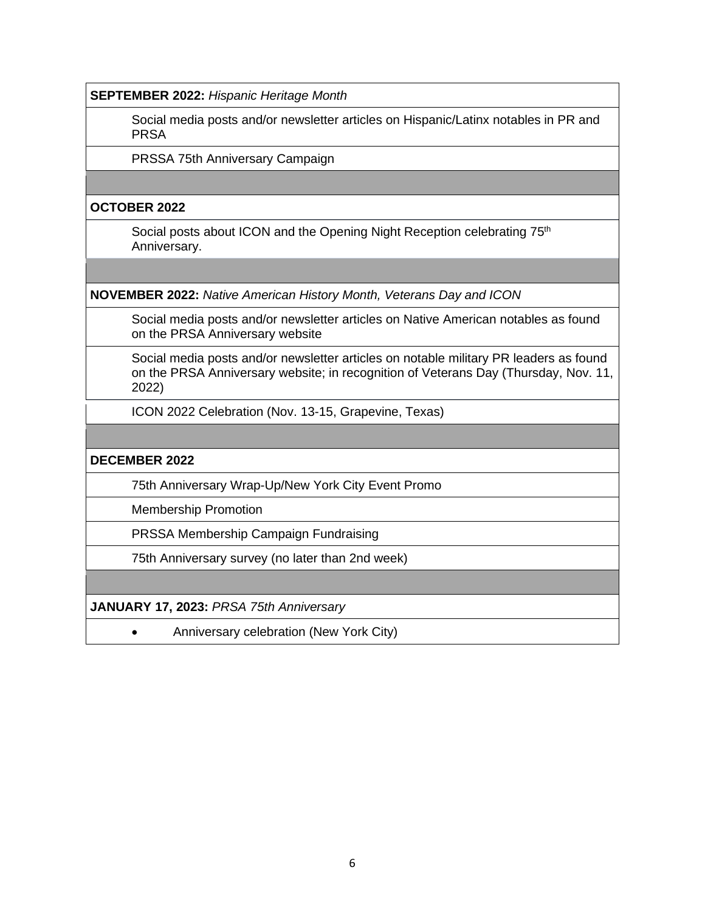| **SEPTEMBER 2022:** *Hispanic Heritage Month* |
|---|
| Social media posts and/or newsletter articles on Hispanic/Latinx notables in PR and PRSA |
| PRSSA 75th Anniversary Campaign |
| |
| **OCTOBER 2022** |
| Social posts about ICON and the Opening Night Reception celebrating 75th Anniversary. |
| |
| **NOVEMBER 2022:** *Native American History Month, Veterans Day and ICON* |
| Social media posts and/or newsletter articles on Native American notables as found on the PRSA Anniversary website |
| Social media posts and/or newsletter articles on notable military PR leaders as found on the PRSA Anniversary website; in recognition of Veterans Day (Thursday, Nov. 11, 2022) |
| ICON 2022 Celebration (Nov. 13-15, Grapevine, Texas) |
| |
| **DECEMBER 2022** |
| 75th Anniversary Wrap-Up/New York City Event Promo |
| Membership Promotion |
| PRSSA Membership Campaign Fundraising |
| 75th Anniversary survey (no later than 2nd week) |
| |
| **JANUARY 17, 2023:** *PRSA 75th Anniversary* |
| • Anniversary celebration (New York City) |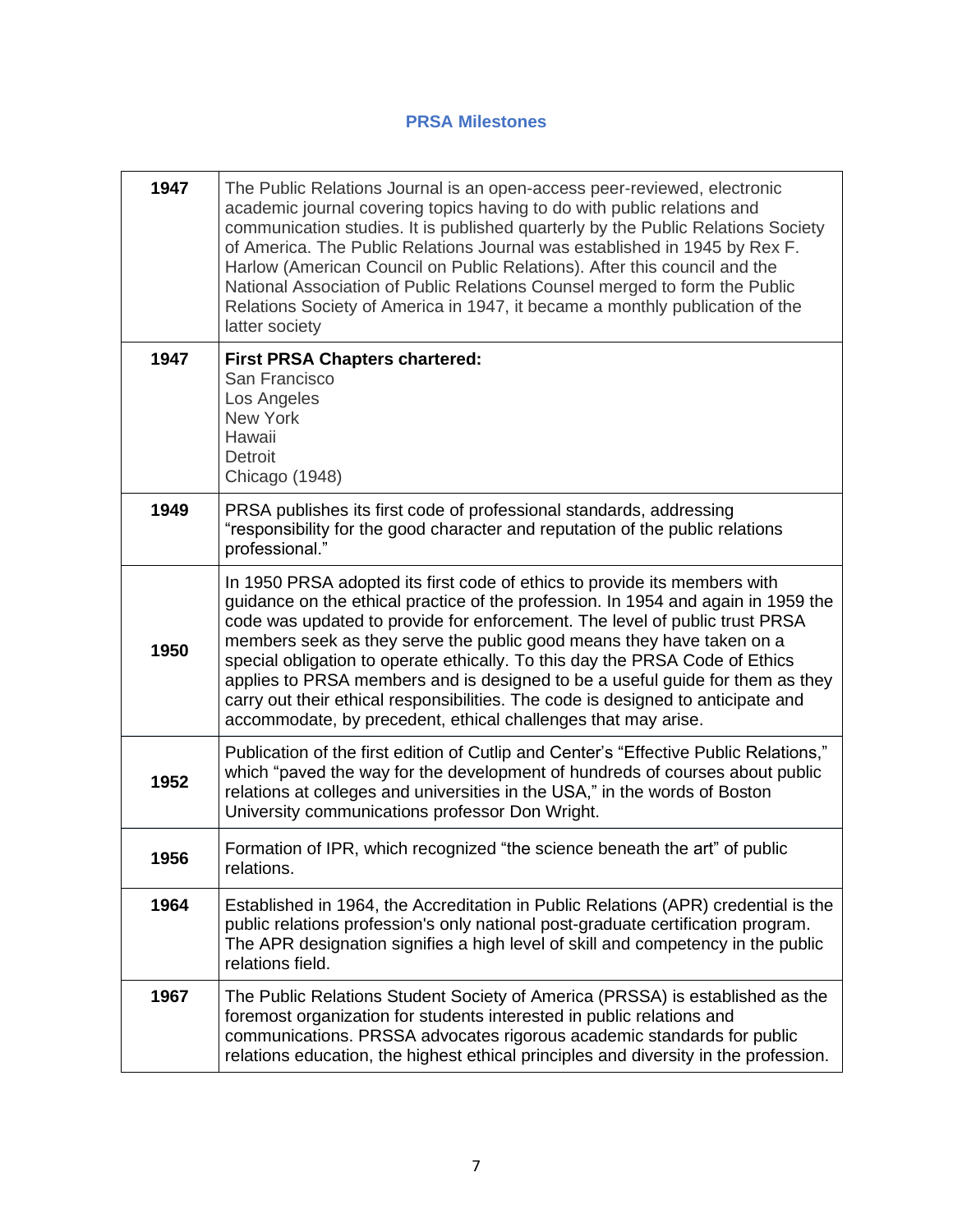## PRSA Milestones

| Year | Milestone |
|---|---|
| **1947** | The Public Relations Journal is an open-access peer-reviewed, electronic academic journal covering topics having to do with public relations and communication studies. It is published quarterly by the Public Relations Society of America. The Public Relations Journal was established in 1945 by Rex F. Harlow (American Council on Public Relations). After this council and the National Association of Public Relations Counsel merged to form the Public Relations Society of America in 1947, it became a monthly publication of the latter society |
| **1947** | **First PRSA Chapters chartered:**<br>San Francisco<br>Los Angeles<br>New York<br>Hawaii<br>Detroit<br>Chicago (1948) |
| **1949** | PRSA publishes its first code of professional standards, addressing "responsibility for the good character and reputation of the public relations professional." |
| **1950** | In 1950 PRSA adopted its first code of ethics to provide its members with guidance on the ethical practice of the profession. In 1954 and again in 1959 the code was updated to provide for enforcement. The level of public trust PRSA members seek as they serve the public good means they have taken on a special obligation to operate ethically. To this day the PRSA Code of Ethics applies to PRSA members and is designed to be a useful guide for them as they carry out their ethical responsibilities. The code is designed to anticipate and accommodate, by precedent, ethical challenges that may arise. |
| **1952** | Publication of the first edition of Cutlip and Center's "Effective Public Relations," which "paved the way for the development of hundreds of courses about public relations at colleges and universities in the USA," in the words of Boston University communications professor Don Wright. |
| **1956** | Formation of IPR, which recognized "the science beneath the art" of public relations. |
| **1964** | Established in 1964, the Accreditation in Public Relations (APR) credential is the public relations profession's only national post-graduate certification program. The APR designation signifies a high level of skill and competency in the public relations field. |
| **1967** | The Public Relations Student Society of America (PRSSA) is established as the foremost organization for students interested in public relations and communications. PRSSA advocates rigorous academic standards for public relations education, the highest ethical principles and diversity in the profession. |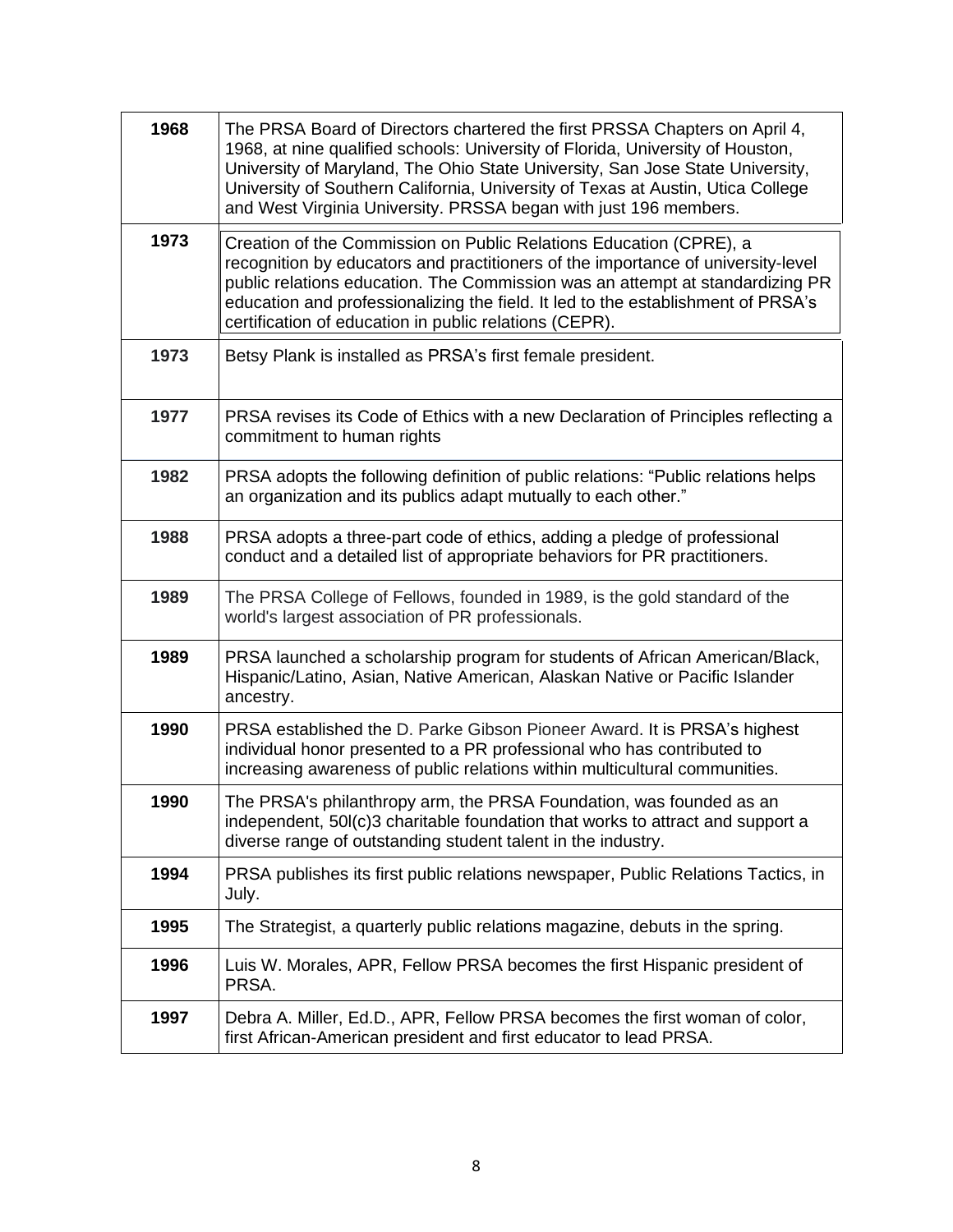| Year | Event |
|---|---|
| **1968** | The PRSA Board of Directors chartered the first PRSSA Chapters on April 4, 1968, at nine qualified schools: University of Florida, University of Houston, University of Maryland, The Ohio State University, San Jose State University, University of Southern California, University of Texas at Austin, Utica College and West Virginia University. PRSSA began with just 196 members. |
| **1973** | Creation of the Commission on Public Relations Education (CPRE), a recognition by educators and practitioners of the importance of university-level public relations education. The Commission was an attempt at standardizing PR education and professionalizing the field. It led to the establishment of PRSA's certification of education in public relations (CEPR). |
| **1973** | Betsy Plank is installed as PRSA's first female president. |
| **1977** | PRSA revises its Code of Ethics with a new Declaration of Principles reflecting a commitment to human rights |
| **1982** | PRSA adopts the following definition of public relations: "Public relations helps an organization and its publics adapt mutually to each other." |
| **1988** | PRSA adopts a three-part code of ethics, adding a pledge of professional conduct and a detailed list of appropriate behaviors for PR practitioners. |
| **1989** | The PRSA College of Fellows, founded in 1989, is the gold standard of the world's largest association of PR professionals. |
| **1989** | PRSA launched a scholarship program for students of African American/Black, Hispanic/Latino, Asian, Native American, Alaskan Native or Pacific Islander ancestry. |
| **1990** | PRSA established the D. Parke Gibson Pioneer Award. It is PRSA's highest individual honor presented to a PR professional who has contributed to increasing awareness of public relations within multicultural communities. |
| **1990** | The PRSA's philanthropy arm, the PRSA Foundation, was founded as an independent, 50l(c)3 charitable foundation that works to attract and support a diverse range of outstanding student talent in the industry. |
| **1994** | PRSA publishes its first public relations newspaper, Public Relations Tactics, in July. |
| **1995** | The Strategist, a quarterly public relations magazine, debuts in the spring. |
| **1996** | Luis W. Morales, APR, Fellow PRSA becomes the first Hispanic president of PRSA. |
| **1997** | Debra A. Miller, Ed.D., APR, Fellow PRSA becomes the first woman of color, first African-American president and first educator to lead PRSA. |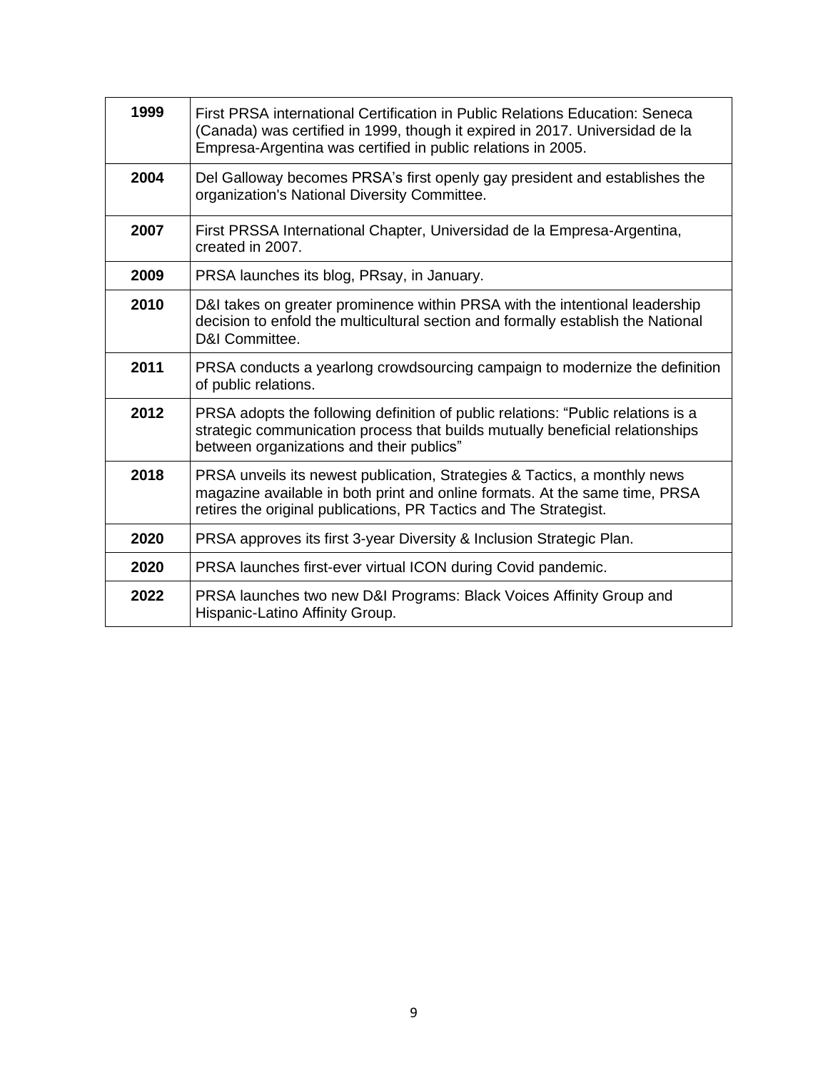| | |
|---|---|
| **1999** | First PRSA international Certification in Public Relations Education: Seneca (Canada) was certified in 1999, though it expired in 2017. Universidad de la Empresa-Argentina was certified in public relations in 2005. |
| **2004** | Del Galloway becomes PRSA's first openly gay president and establishes the organization's National Diversity Committee. |
| **2007** | First PRSSA International Chapter, Universidad de la Empresa-Argentina, created in 2007. |
| **2009** | PRSA launches its blog, PRsay, in January. |
| **2010** | D&I takes on greater prominence within PRSA with the intentional leadership decision to enfold the multicultural section and formally establish the National D&I Committee. |
| **2011** | PRSA conducts a yearlong crowdsourcing campaign to modernize the definition of public relations. |
| **2012** | PRSA adopts the following definition of public relations: "Public relations is a strategic communication process that builds mutually beneficial relationships between organizations and their publics" |
| **2018** | PRSA unveils its newest publication, Strategies & Tactics, a monthly news magazine available in both print and online formats. At the same time, PRSA retires the original publications, PR Tactics and The Strategist. |
| **2020** | PRSA approves its first 3-year Diversity & Inclusion Strategic Plan. |
| **2020** | PRSA launches first-ever virtual ICON during Covid pandemic. |
| **2022** | PRSA launches two new D&I Programs: Black Voices Affinity Group and Hispanic-Latino Affinity Group. |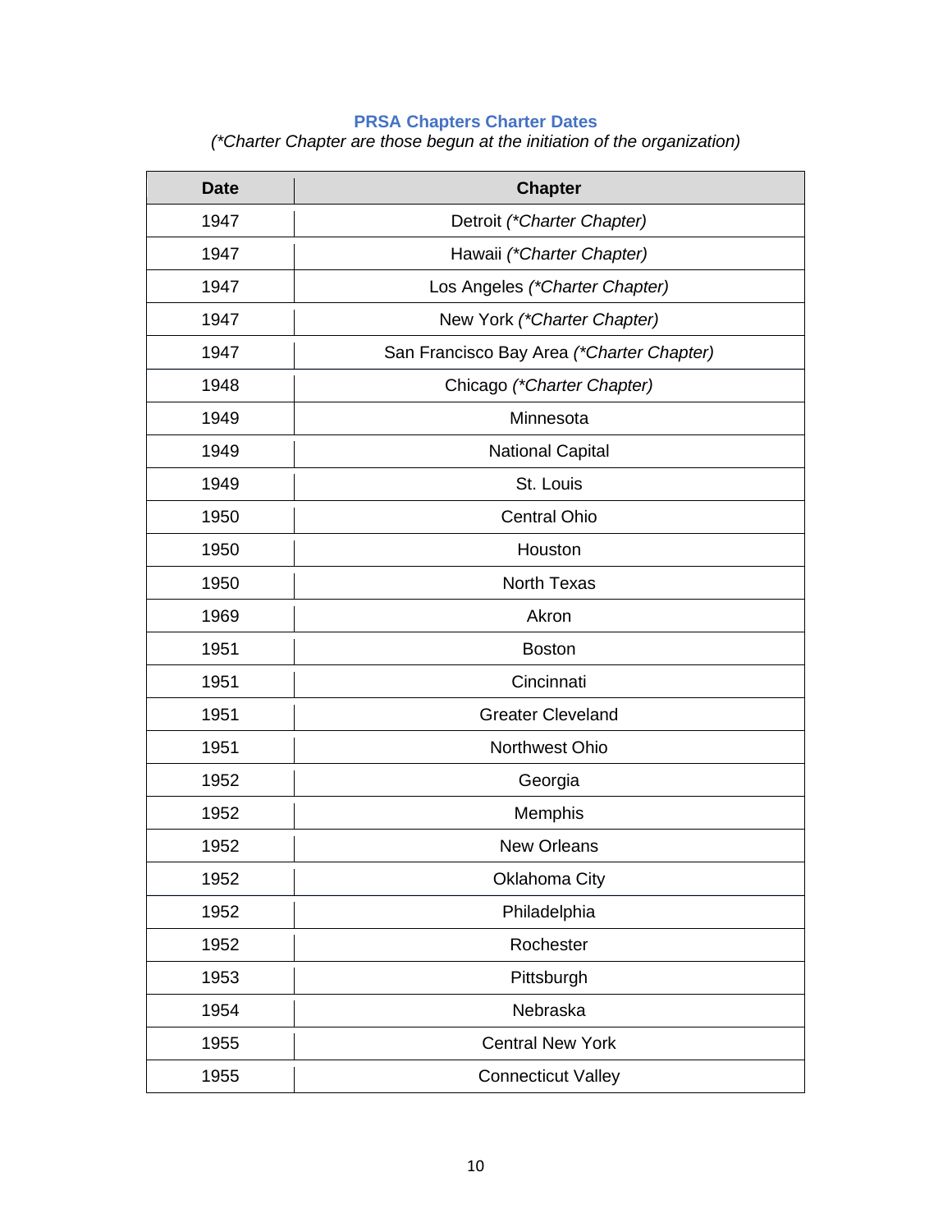**PRSA Chapters Charter Dates**

*(\*Charter Chapter are those begun at the initiation of the organization)*

| Date | Chapter |
|---|---|
| 1947 | Detroit *(\*Charter Chapter)* |
| 1947 | Hawaii *(\*Charter Chapter)* |
| 1947 | Los Angeles *(\*Charter Chapter)* |
| 1947 | New York *(\*Charter Chapter)* |
| 1947 | San Francisco Bay Area *(\*Charter Chapter)* |
| 1948 | Chicago *(\*Charter Chapter)* |
| 1949 | Minnesota |
| 1949 | National Capital |
| 1949 | St. Louis |
| 1950 | Central Ohio |
| 1950 | Houston |
| 1950 | North Texas |
| 1969 | Akron |
| 1951 | Boston |
| 1951 | Cincinnati |
| 1951 | Greater Cleveland |
| 1951 | Northwest Ohio |
| 1952 | Georgia |
| 1952 | Memphis |
| 1952 | New Orleans |
| 1952 | Oklahoma City |
| 1952 | Philadelphia |
| 1952 | Rochester |
| 1953 | Pittsburgh |
| 1954 | Nebraska |
| 1955 | Central New York |
| 1955 | Connecticut Valley |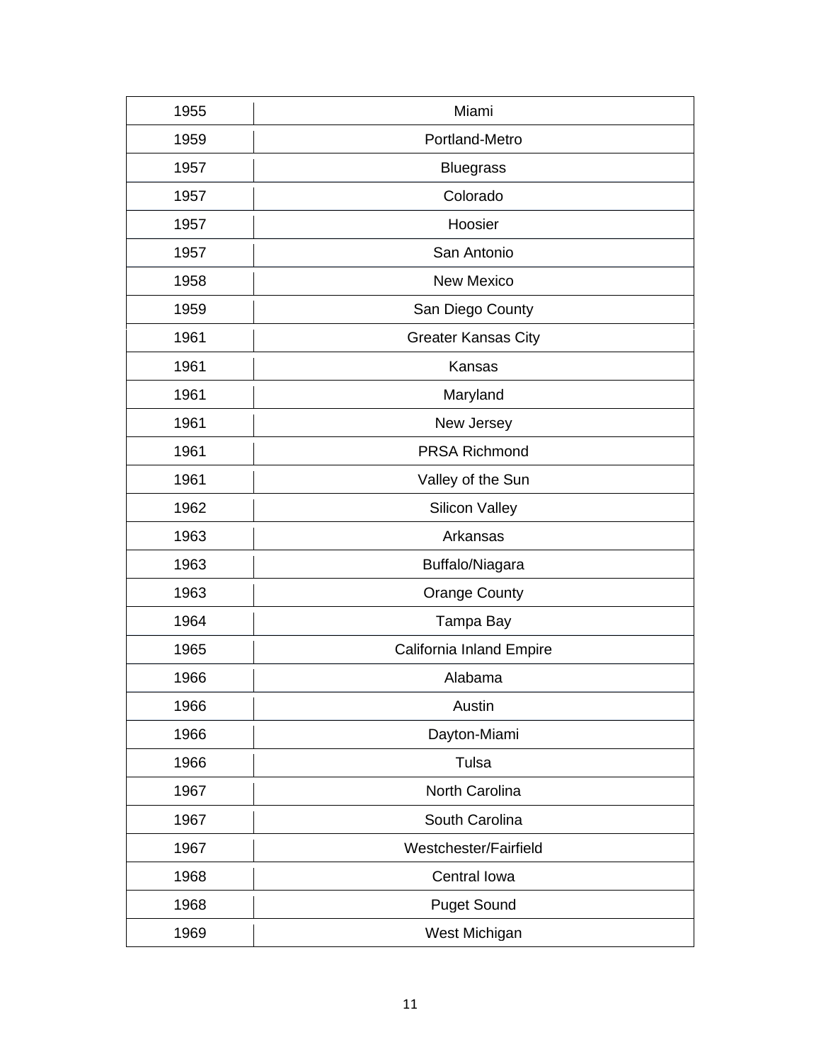| | |
|---|---|
| 1955 | Miami |
| 1959 | Portland-Metro |
| 1957 | Bluegrass |
| 1957 | Colorado |
| 1957 | Hoosier |
| 1957 | San Antonio |
| 1958 | New Mexico |
| 1959 | San Diego County |
| 1961 | Greater Kansas City |
| 1961 | Kansas |
| 1961 | Maryland |
| 1961 | New Jersey |
| 1961 | PRSA Richmond |
| 1961 | Valley of the Sun |
| 1962 | Silicon Valley |
| 1963 | Arkansas |
| 1963 | Buffalo/Niagara |
| 1963 | Orange County |
| 1964 | Tampa Bay |
| 1965 | California Inland Empire |
| 1966 | Alabama |
| 1966 | Austin |
| 1966 | Dayton-Miami |
| 1966 | Tulsa |
| 1967 | North Carolina |
| 1967 | South Carolina |
| 1967 | Westchester/Fairfield |
| 1968 | Central Iowa |
| 1968 | Puget Sound |
| 1969 | West Michigan |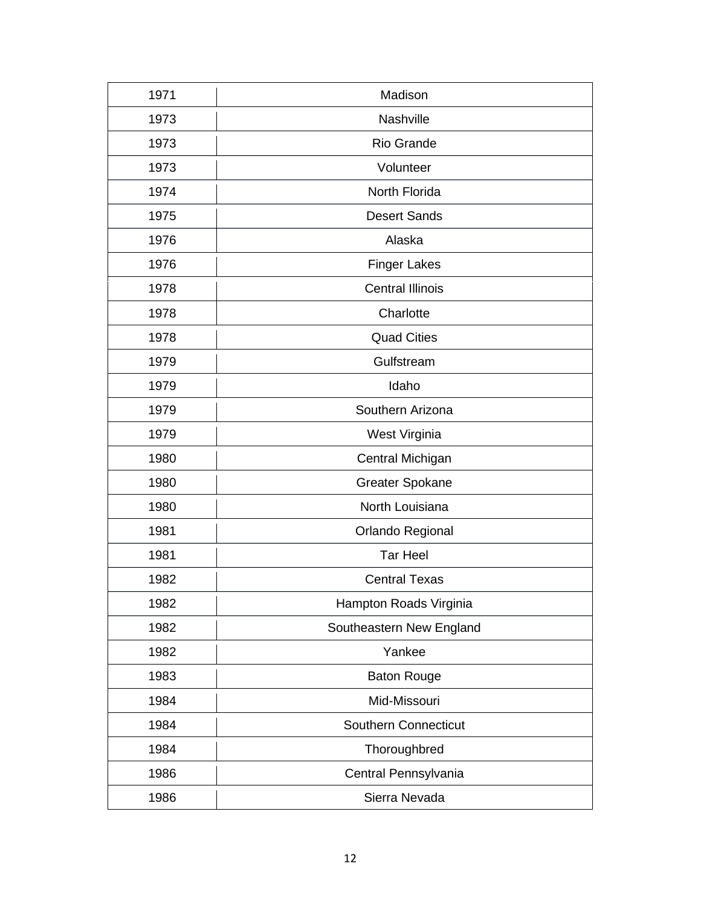| 1971 | Madison |
|---|---|
| 1973 | Nashville |
| 1973 | Rio Grande |
| 1973 | Volunteer |
| 1974 | North Florida |
| 1975 | Desert Sands |
| 1976 | Alaska |
| 1976 | Finger Lakes |
| 1978 | Central Illinois |
| 1978 | Charlotte |
| 1978 | Quad Cities |
| 1979 | Gulfstream |
| 1979 | Idaho |
| 1979 | Southern Arizona |
| 1979 | West Virginia |
| 1980 | Central Michigan |
| 1980 | Greater Spokane |
| 1980 | North Louisiana |
| 1981 | Orlando Regional |
| 1981 | Tar Heel |
| 1982 | Central Texas |
| 1982 | Hampton Roads Virginia |
| 1982 | Southeastern New England |
| 1982 | Yankee |
| 1983 | Baton Rouge |
| 1984 | Mid-Missouri |
| 1984 | Southern Connecticut |
| 1984 | Thoroughbred |
| 1986 | Central Pennsylvania |
| 1986 | Sierra Nevada |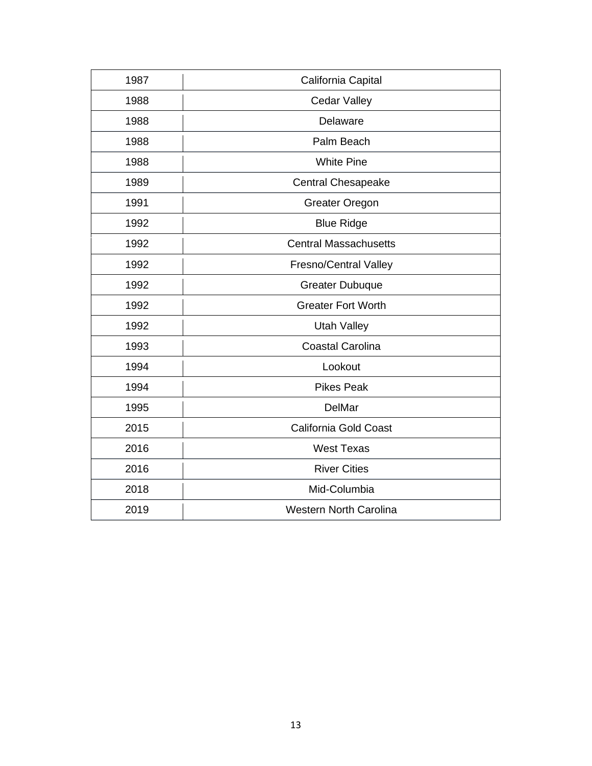| 1987 | California Capital |
|---|---|
| 1988 | Cedar Valley |
| 1988 | Delaware |
| 1988 | Palm Beach |
| 1988 | White Pine |
| 1989 | Central Chesapeake |
| 1991 | Greater Oregon |
| 1992 | Blue Ridge |
| 1992 | Central Massachusetts |
| 1992 | Fresno/Central Valley |
| 1992 | Greater Dubuque |
| 1992 | Greater Fort Worth |
| 1992 | Utah Valley |
| 1993 | Coastal Carolina |
| 1994 | Lookout |
| 1994 | Pikes Peak |
| 1995 | DelMar |
| 2015 | California Gold Coast |
| 2016 | West Texas |
| 2016 | River Cities |
| 2018 | Mid-Columbia |
| 2019 | Western North Carolina |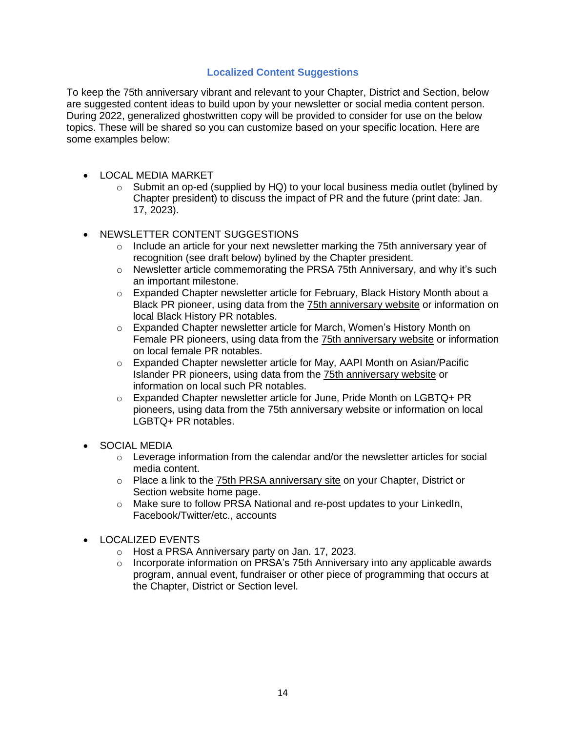## Localized Content Suggestions

To keep the 75th anniversary vibrant and relevant to your Chapter, District and Section, below are suggested content ideas to build upon by your newsletter or social media content person. During 2022, generalized ghostwritten copy will be provided to consider for use on the below topics. These will be shared so you can customize based on your specific location. Here are some examples below:

- LOCAL MEDIA MARKET
  - Submit an op-ed (supplied by HQ) to your local business media outlet (bylined by Chapter president) to discuss the impact of PR and the future (print date: Jan. 17, 2023).

- NEWSLETTER CONTENT SUGGESTIONS
  - Include an article for your next newsletter marking the 75th anniversary year of recognition (see draft below) bylined by the Chapter president.
  - Newsletter article commemorating the PRSA 75th Anniversary, and why it's such an important milestone.
  - Expanded Chapter newsletter article for February, Black History Month about a Black PR pioneer, using data from the 75th anniversary website or information on local Black History PR notables.
  - Expanded Chapter newsletter article for March, Women's History Month on Female PR pioneers, using data from the 75th anniversary website or information on local female PR notables.
  - Expanded Chapter newsletter article for May, AAPI Month on Asian/Pacific Islander PR pioneers, using data from the 75th anniversary website or information on local such PR notables.
  - Expanded Chapter newsletter article for June, Pride Month on LGBTQ+ PR pioneers, using data from the 75th anniversary website or information on local LGBTQ+ PR notables.

- SOCIAL MEDIA
  - Leverage information from the calendar and/or the newsletter articles for social media content.
  - Place a link to the 75th PRSA anniversary site on your Chapter, District or Section website home page.
  - Make sure to follow PRSA National and re-post updates to your LinkedIn, Facebook/Twitter/etc., accounts

- LOCALIZED EVENTS
  - Host a PRSA Anniversary party on Jan. 17, 2023.
  - Incorporate information on PRSA's 75th Anniversary into any applicable awards program, annual event, fundraiser or other piece of programming that occurs at the Chapter, District or Section level.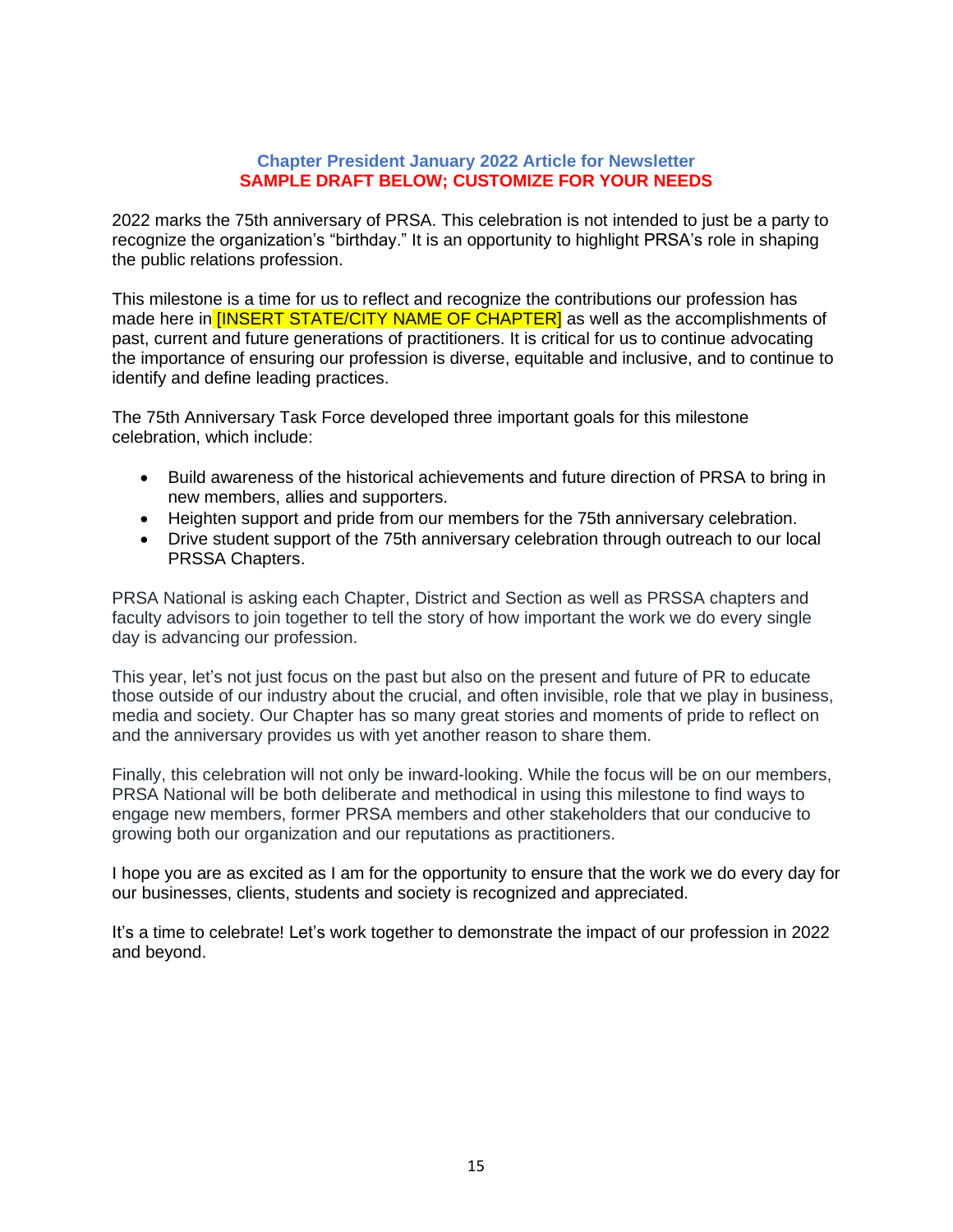**Chapter President January 2022 Article for Newsletter**
**SAMPLE DRAFT BELOW; CUSTOMIZE FOR YOUR NEEDS**

2022 marks the 75th anniversary of PRSA. This celebration is not intended to just be a party to recognize the organization's "birthday." It is an opportunity to highlight PRSA's role in shaping the public relations profession.

This milestone is a time for us to reflect and recognize the contributions our profession has made here in [INSERT STATE/CITY NAME OF CHAPTER] as well as the accomplishments of past, current and future generations of practitioners. It is critical for us to continue advocating the importance of ensuring our profession is diverse, equitable and inclusive, and to continue to identify and define leading practices.

The 75th Anniversary Task Force developed three important goals for this milestone celebration, which include:

- Build awareness of the historical achievements and future direction of PRSA to bring in new members, allies and supporters.
- Heighten support and pride from our members for the 75th anniversary celebration.
- Drive student support of the 75th anniversary celebration through outreach to our local PRSSA Chapters.

PRSA National is asking each Chapter, District and Section as well as PRSSA chapters and faculty advisors to join together to tell the story of how important the work we do every single day is advancing our profession.

This year, let's not just focus on the past but also on the present and future of PR to educate those outside of our industry about the crucial, and often invisible, role that we play in business, media and society. Our Chapter has so many great stories and moments of pride to reflect on and the anniversary provides us with yet another reason to share them.

Finally, this celebration will not only be inward-looking. While the focus will be on our members, PRSA National will be both deliberate and methodical in using this milestone to find ways to engage new members, former PRSA members and other stakeholders that our conducive to growing both our organization and our reputations as practitioners.

I hope you are as excited as I am for the opportunity to ensure that the work we do every day for our businesses, clients, students and society is recognized and appreciated.

It's a time to celebrate! Let's work together to demonstrate the impact of our profession in 2022 and beyond.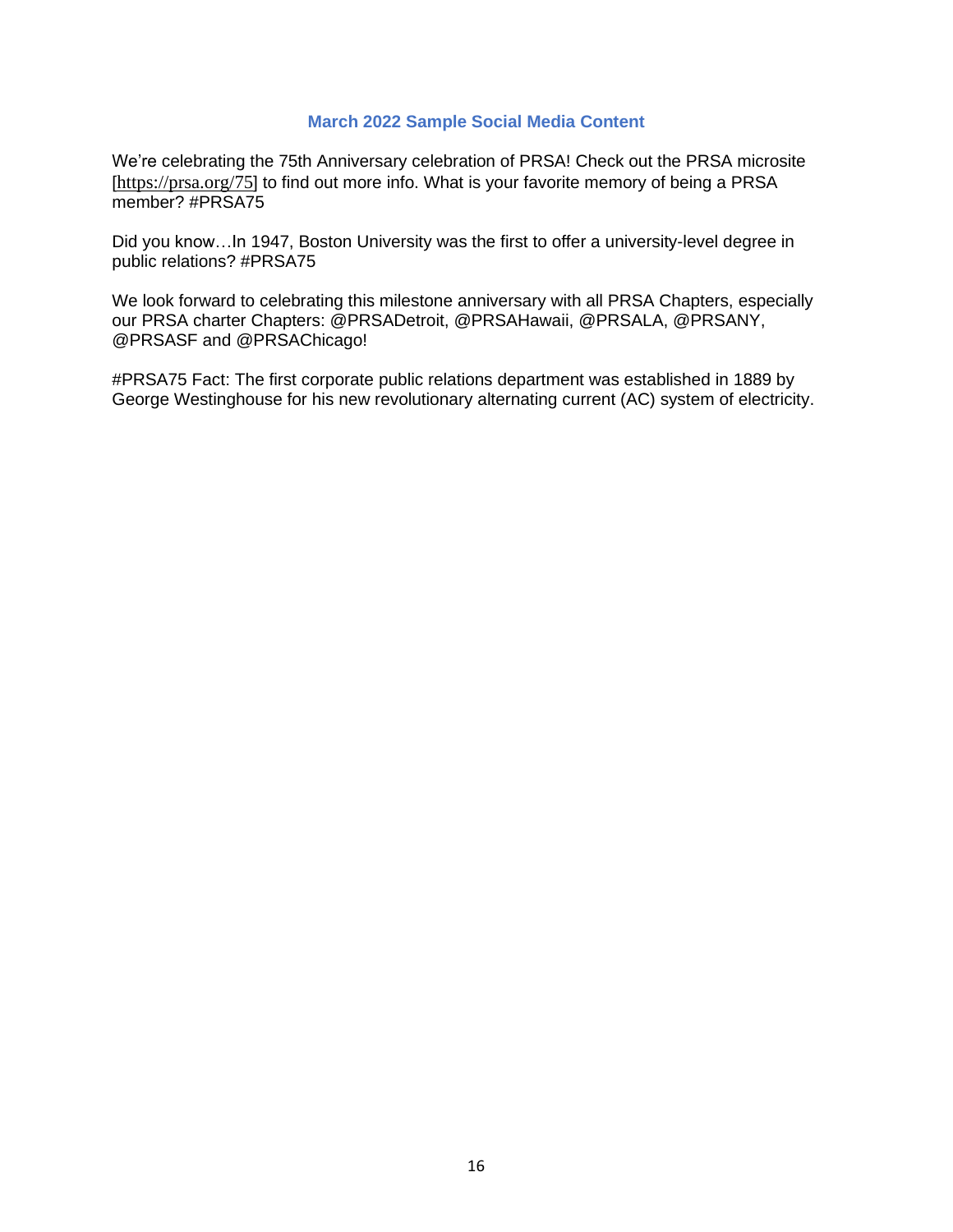## March 2022 Sample Social Media Content

We're celebrating the 75th Anniversary celebration of PRSA! Check out the PRSA microsite [https://prsa.org/75] to find out more info. What is your favorite memory of being a PRSA member? #PRSA75

Did you know…In 1947, Boston University was the first to offer a university-level degree in public relations? #PRSA75

We look forward to celebrating this milestone anniversary with all PRSA Chapters, especially our PRSA charter Chapters: @PRSADetroit, @PRSAHawaii, @PRSALA, @PRSANY, @PRSASF and @PRSAChicago!

#PRSA75 Fact: The first corporate public relations department was established in 1889 by George Westinghouse for his new revolutionary alternating current (AC) system of electricity.